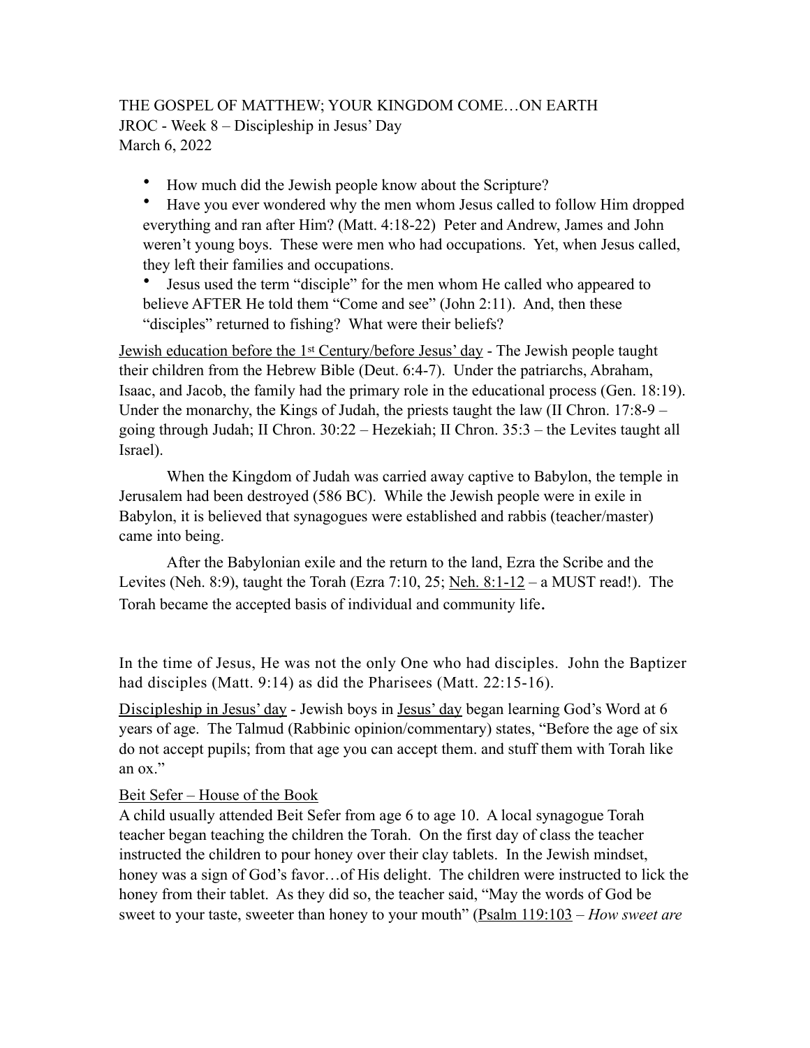THE GOSPEL OF MATTHEW; YOUR KINGDOM COME…ON EARTH
JROC - Week 8 – Discipleship in Jesus' Day
March 6, 2022

- How much did the Jewish people know about the Scripture?
- Have you ever wondered why the men whom Jesus called to follow Him dropped everything and ran after Him? (Matt. 4:18-22) Peter and Andrew, James and John weren't young boys. These were men who had occupations. Yet, when Jesus called, they left their families and occupations.
- Jesus used the term "disciple" for the men whom He called who appeared to believe AFTER He told them "Come and see" (John 2:11). And, then these "disciples" returned to fishing? What were their beliefs?

<u>Jewish education before the 1st Century/before Jesus' day</u> - The Jewish people taught their children from the Hebrew Bible (Deut. 6:4-7). Under the patriarchs, Abraham, Isaac, and Jacob, the family had the primary role in the educational process (Gen. 18:19). Under the monarchy, the Kings of Judah, the priests taught the law (II Chron. 17:8-9 – going through Judah; II Chron. 30:22 – Hezekiah; II Chron. 35:3 – the Levites taught all Israel).

When the Kingdom of Judah was carried away captive to Babylon, the temple in Jerusalem had been destroyed (586 BC). While the Jewish people were in exile in Babylon, it is believed that synagogues were established and rabbis (teacher/master) came into being.

After the Babylonian exile and the return to the land, Ezra the Scribe and the Levites (Neh. 8:9), taught the Torah (Ezra 7:10, 25; <u>Neh. 8:1-12</u> – a MUST read!). The Torah became the accepted basis of individual and community life.

In the time of Jesus, He was not the only One who had disciples. John the Baptizer had disciples (Matt. 9:14) as did the Pharisees (Matt. 22:15-16).

<u>Discipleship in Jesus' day</u> - Jewish boys in <u>Jesus' day</u> began learning God's Word at 6 years of age. The Talmud (Rabbinic opinion/commentary) states, "Before the age of six do not accept pupils; from that age you can accept them. and stuff them with Torah like an ox."

<u>Beit Sefer – House of the Book</u>

A child usually attended Beit Sefer from age 6 to age 10. A local synagogue Torah teacher began teaching the children the Torah. On the first day of class the teacher instructed the children to pour honey over their clay tablets. In the Jewish mindset, honey was a sign of God's favor…of His delight. The children were instructed to lick the honey from their tablet. As they did so, the teacher said, "May the words of God be sweet to your taste, sweeter than honey to your mouth" (<u>Psalm 119:103</u> – *How sweet are*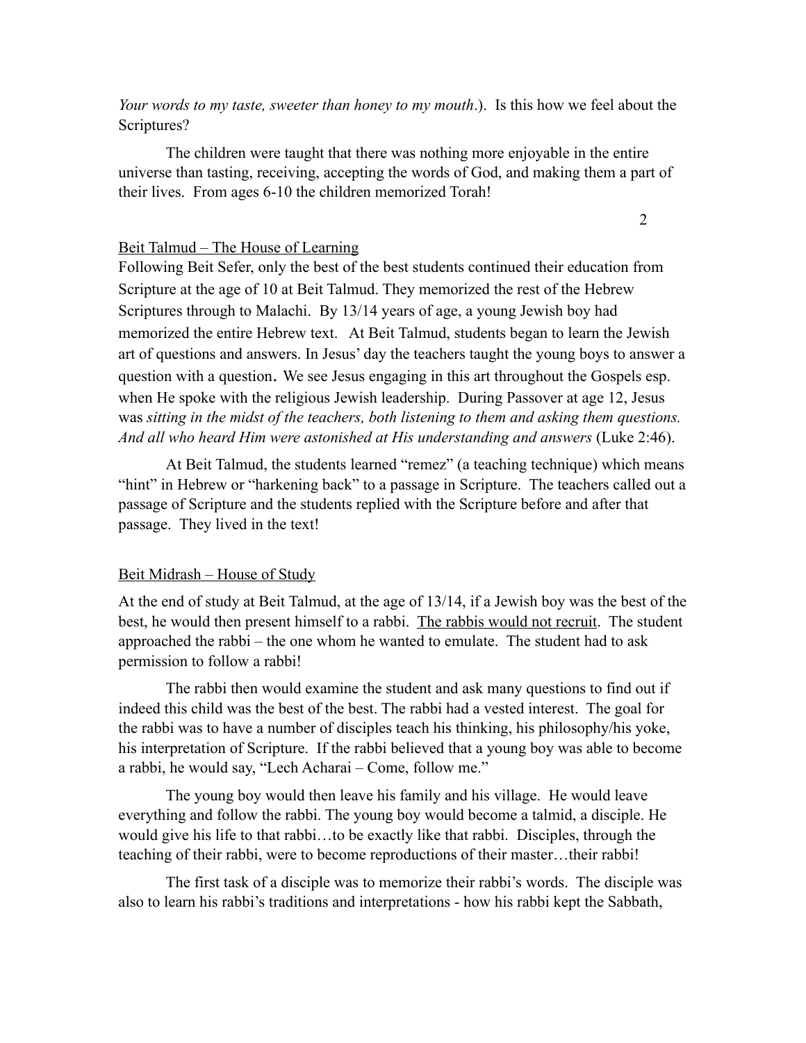*Your words to my taste, sweeter than honey to my mouth*.). Is this how we feel about the Scriptures?

The children were taught that there was nothing more enjoyable in the entire universe than tasting, receiving, accepting the words of God, and making them a part of their lives. From ages 6-10 the children memorized Torah!

<u>Beit Talmud – The House of Learning</u>

Following Beit Sefer, only the best of the best students continued their education from Scripture at the age of 10 at Beit Talmud. They memorized the rest of the Hebrew Scriptures through to Malachi. By 13/14 years of age, a young Jewish boy had memorized the entire Hebrew text. At Beit Talmud, students began to learn the Jewish art of questions and answers. In Jesus' day the teachers taught the young boys to answer a question with a question. We see Jesus engaging in this art throughout the Gospels esp. when He spoke with the religious Jewish leadership. During Passover at age 12, Jesus was *sitting in the midst of the teachers, both listening to them and asking them questions. And all who heard Him were astonished at His understanding and answers* (Luke 2:46).

At Beit Talmud, the students learned "remez" (a teaching technique) which means "hint" in Hebrew or "harkening back" to a passage in Scripture. The teachers called out a passage of Scripture and the students replied with the Scripture before and after that passage. They lived in the text!

<u>Beit Midrash – House of Study</u>

At the end of study at Beit Talmud, at the age of 13/14, if a Jewish boy was the best of the best, he would then present himself to a rabbi. <u>The rabbis would not recruit</u>. The student approached the rabbi – the one whom he wanted to emulate. The student had to ask permission to follow a rabbi!

The rabbi then would examine the student and ask many questions to find out if indeed this child was the best of the best. The rabbi had a vested interest. The goal for the rabbi was to have a number of disciples teach his thinking, his philosophy/his yoke, his interpretation of Scripture. If the rabbi believed that a young boy was able to become a rabbi, he would say, "Lech Acharai – Come, follow me."

The young boy would then leave his family and his village. He would leave everything and follow the rabbi. The young boy would become a talmid, a disciple. He would give his life to that rabbi…to be exactly like that rabbi. Disciples, through the teaching of their rabbi, were to become reproductions of their master…their rabbi!

The first task of a disciple was to memorize their rabbi's words. The disciple was also to learn his rabbi's traditions and interpretations - how his rabbi kept the Sabbath,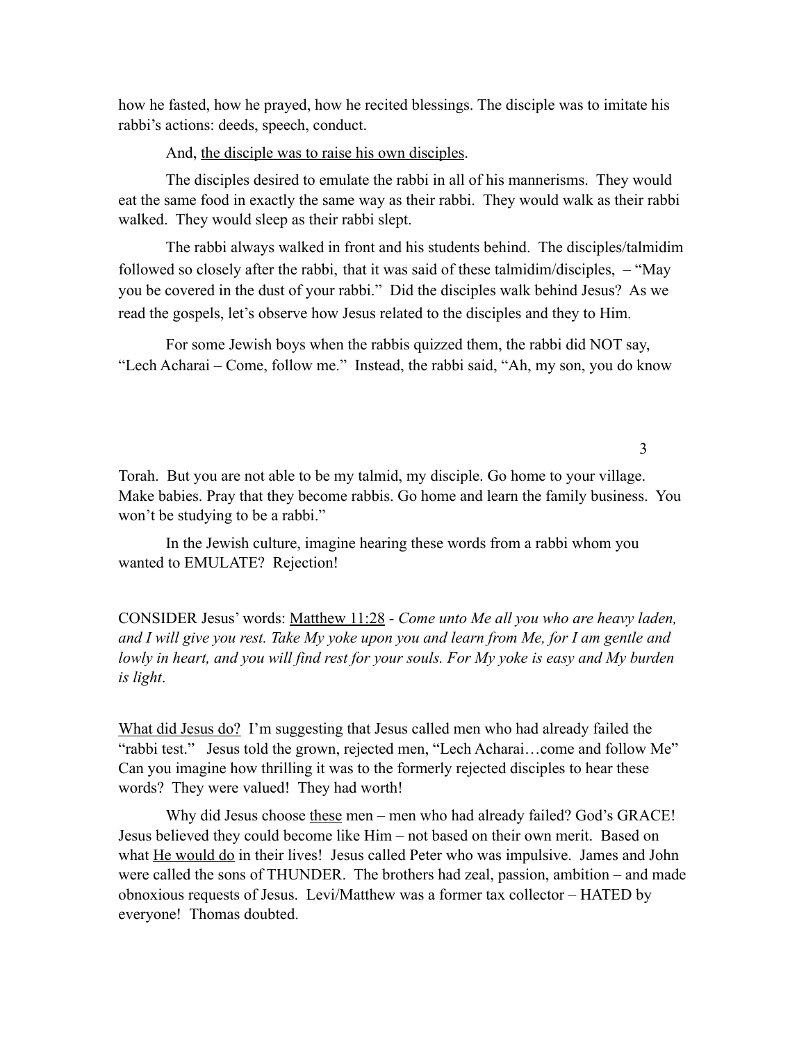how he fasted, how he prayed, how he recited blessings. The disciple was to imitate his rabbi's actions: deeds, speech, conduct.

And, <u>the disciple was to raise his own disciples</u>.

The disciples desired to emulate the rabbi in all of his mannerisms. They would eat the same food in exactly the same way as their rabbi. They would walk as their rabbi walked. They would sleep as their rabbi slept.

The rabbi always walked in front and his students behind. The disciples/talmidim followed so closely after the rabbi, that it was said of these talmidim/disciples, – "May you be covered in the dust of your rabbi." Did the disciples walk behind Jesus? As we read the gospels, let's observe how Jesus related to the disciples and they to Him.

For some Jewish boys when the rabbis quizzed them, the rabbi did NOT say, "Lech Acharai – Come, follow me." Instead, the rabbi said, "Ah, my son, you do know Torah. But you are not able to be my talmid, my disciple. Go home to your village. Make babies. Pray that they become rabbis. Go home and learn the family business. You won't be studying to be a rabbi."

In the Jewish culture, imagine hearing these words from a rabbi whom you wanted to EMULATE? Rejection!

CONSIDER Jesus' words: <u>Matthew 11:28</u> - *Come unto Me all you who are heavy laden, and I will give you rest. Take My yoke upon you and learn from Me, for I am gentle and lowly in heart, and you will find rest for your souls. For My yoke is easy and My burden is light*.

<u>What did Jesus do?</u> I'm suggesting that Jesus called men who had already failed the "rabbi test." Jesus told the grown, rejected men, "Lech Acharai…come and follow Me" Can you imagine how thrilling it was to the formerly rejected disciples to hear these words? They were valued! They had worth!

Why did Jesus choose <u>these</u> men – men who had already failed? God's GRACE! Jesus believed they could become like Him – not based on their own merit. Based on what <u>He would do</u> in their lives! Jesus called Peter who was impulsive. James and John were called the sons of THUNDER. The brothers had zeal, passion, ambition – and made obnoxious requests of Jesus. Levi/Matthew was a former tax collector – HATED by everyone! Thomas doubted.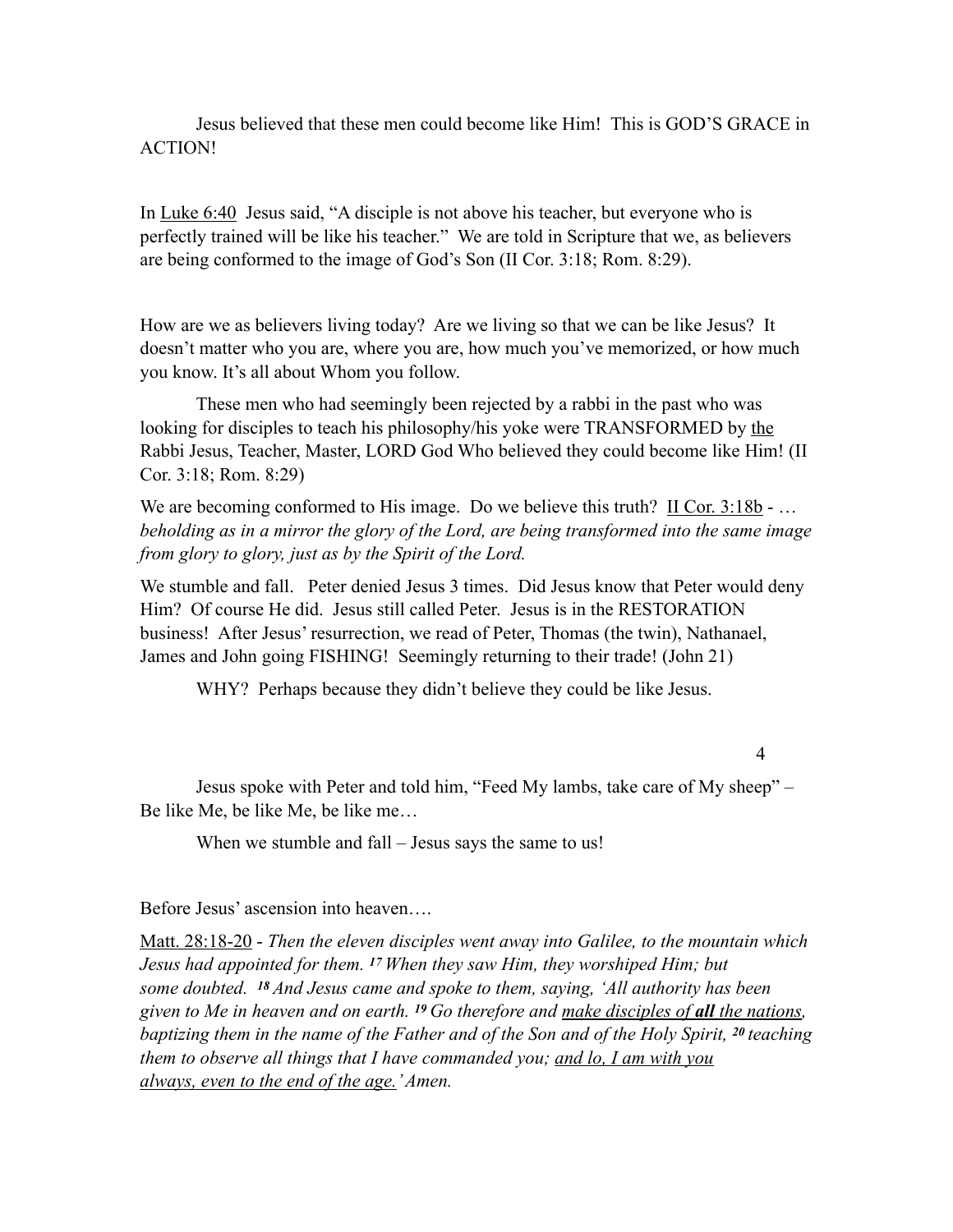Jesus believed that these men could become like Him! This is GOD'S GRACE in ACTION!

In <u>Luke 6:40</u> Jesus said, "A disciple is not above his teacher, but everyone who is perfectly trained will be like his teacher." We are told in Scripture that we, as believers are being conformed to the image of God's Son (II Cor. 3:18; Rom. 8:29).

How are we as believers living today? Are we living so that we can be like Jesus? It doesn't matter who you are, where you are, how much you've memorized, or how much you know. It's all about Whom you follow.

These men who had seemingly been rejected by a rabbi in the past who was looking for disciples to teach his philosophy/his yoke were TRANSFORMED by <u>the</u> Rabbi Jesus, Teacher, Master, LORD God Who believed they could become like Him! (II Cor. 3:18; Rom. 8:29)

We are becoming conformed to His image. Do we believe this truth? <u>II Cor. 3:18b</u> - … *beholding as in a mirror the glory of the Lord, are being transformed into the same image from glory to glory, just as by the Spirit of the Lord.*

We stumble and fall. Peter denied Jesus 3 times. Did Jesus know that Peter would deny Him? Of course He did. Jesus still called Peter. Jesus is in the RESTORATION business! After Jesus' resurrection, we read of Peter, Thomas (the twin), Nathanael, James and John going FISHING! Seemingly returning to their trade! (John 21)

WHY? Perhaps because they didn't believe they could be like Jesus.

Jesus spoke with Peter and told him, "Feed My lambs, take care of My sheep" – Be like Me, be like Me, be like me…

When we stumble and fall – Jesus says the same to us!

Before Jesus' ascension into heaven….

<u>Matt. 28:18-20</u> - *Then the eleven disciples went away into Galilee, to the mountain which Jesus had appointed for them.* [17] *When they saw Him, they worshiped Him; but some doubted.* [18] *And Jesus came and spoke to them, saying, 'All authority has been given to Me in heaven and on earth.* [19] *Go therefore and <u>make disciples of **all** the nations</u>, baptizing them in the name of the Father and of the Son and of the Holy Spirit,* [20] *teaching them to observe all things that I have commanded you; <u>and lo, I am with you always, even to the end of the age.</u>' Amen.*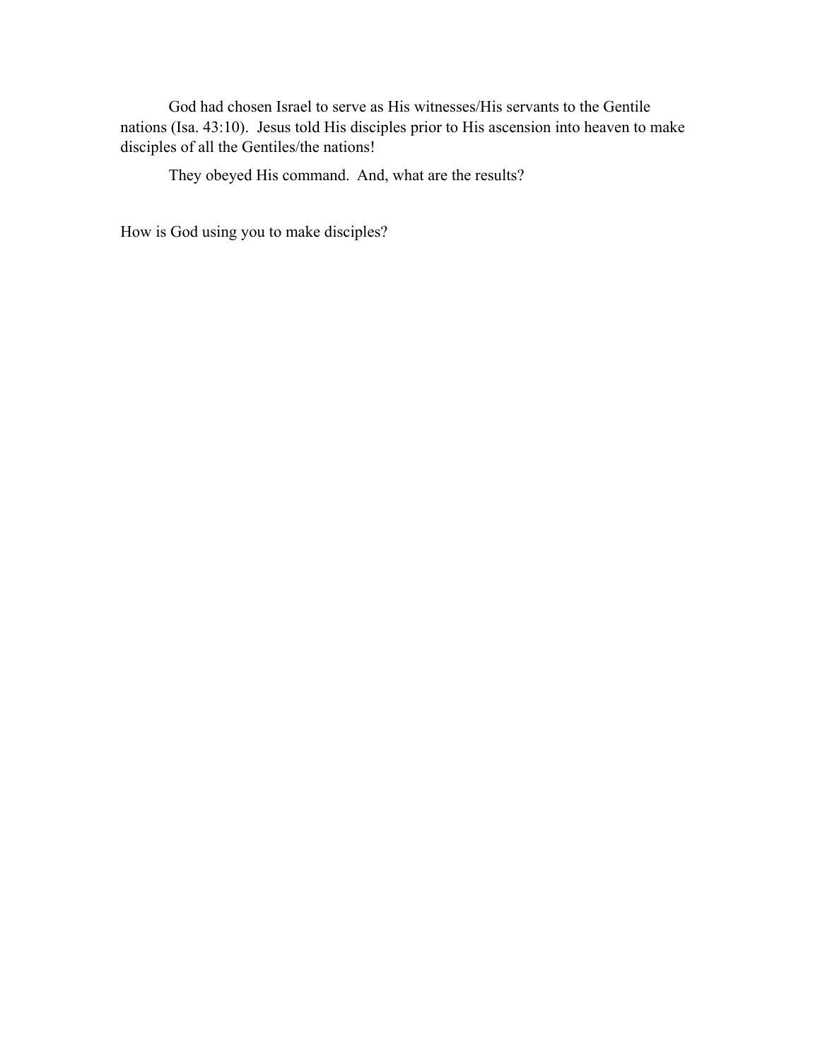God had chosen Israel to serve as His witnesses/His servants to the Gentile nations (Isa. 43:10). Jesus told His disciples prior to His ascension into heaven to make disciples of all the Gentiles/the nations!

They obeyed His command. And, what are the results?

How is God using you to make disciples?